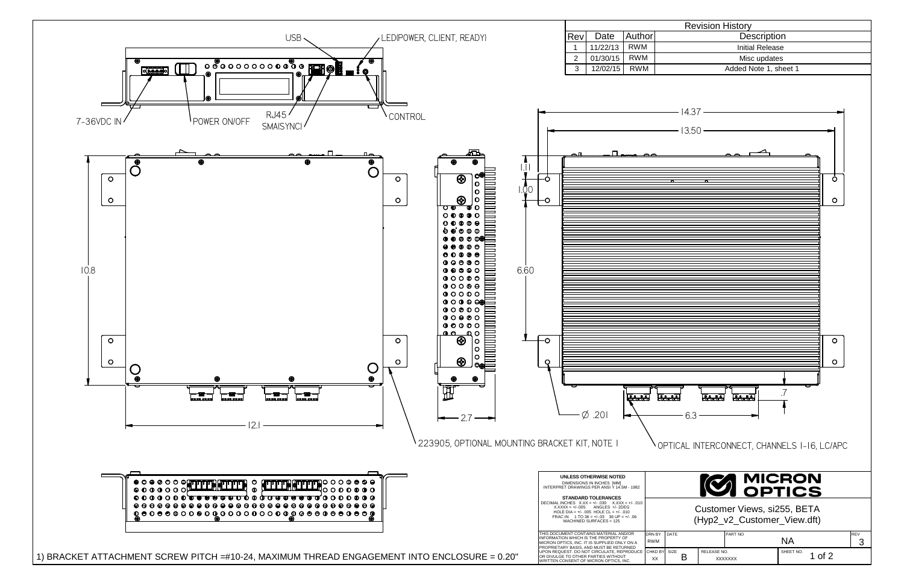## Revision History

| Rev | Date | Author | Description |
|---|---|---|---|
| 1 | 11/22/13 | RWM | Initial Release |
| 2 | 01/30/15 | RWM | Misc updates |
| 3 | 12/02/15 | RWM | Added Note 1, sheet 1 |

USB

LED(POWER, CLIENT, READY)

7-36VDC IN

POWER ON/OFF

RJ45

SMA(SYNC)

CONTROL

14.37

13.50

1.11

1.00

10.8

6.60

12.1

2.7

.7

Ø .201

6.3

223905, OPTIONAL MOUNTING BRACKET KIT, NOTE 1

OPTICAL INTERCONNECT, CHANNELS 1-16, LC/APC

1) BRACKET ATTACHMENT SCREW PITCH =#10-24, MAXIMUM THREAD ENGAGEMENT INTO ENCLOSURE = 0.20"

**UNLESS OTHERWISE NOTED**
DIMENSIONS IN INCHES [MM]
INTERPRET DRAWINGS PER ANSI Y 14.5M - 1982

**STANDARD TOLERANCES**
DECIMAL INCHES X.XX = +/- .030 X.XXX = +/- .010
X.XXXX = +/-.005 ANGLES +/- 2DEG
HOLE DIA = +/- .005 HOLE CL = +/- .010
FRAC IN 1 TO 36 = +/-.03 36 UP = +/- .06
MACHINED SURFACES = 125

THIS DOCUMENT CONTAINS MATERIAL AND/OR INFORMATION WHICH IS THE PROPERTY OF MICRON OPTICS, INC. IT IS SUPPLIED ONLY ON A PROPRIETARY BASIS, AND MUST BE RETURNED UPON REQUEST. DO NOT CIRCULATE, REPRODUCE OR DIVULGE TO OTHER PARTIES WITHOUT WRITTEN CONSENT OF MICRON OPTICS, INC.

**MICRON OPTICS**

Customer Views, si255, BETA
(Hyp2_v2_Customer_View.dft)

| DRN BY | DATE | PART NO | | REV |
|---|---|---|---|---|
| RWM | | NA | | 3 |
| CHKD BY | SIZE | RELEASE NO. | SHEET NO. | |
| XX | B | XXXXXXX | 1 of 2 | |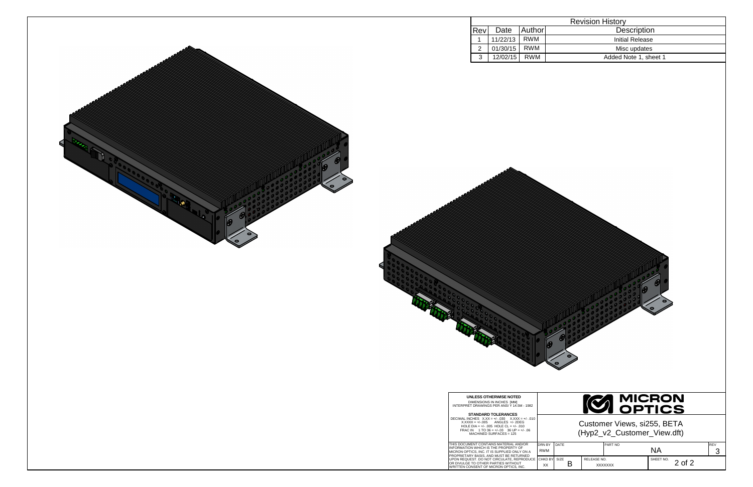| Revision History | | | |
|---|---|---|---|
| Rev | Date | Author | Description |
| 1 | 11/22/13 | RWM | Initial Release |
| 2 | 01/30/15 | RWM | Misc updates |
| 3 | 12/02/15 | RWM | Added Note 1, sheet 1 |

**UNLESS OTHERWISE NOTED**

DIMENSIONS IN INCHES [MM]
INTERPRET DRAWINGS PER ANSI Y 14.5M - 1982

**STANDARD TOLERANCES**

DECIMAL INCHES X.XX = +/- .030 X.XXX = +/- .010
X.XXXX = +/-.005 ANGLES +/- 2DEG
HOLE DIA = +/- .005 HOLE CL = +/- .010
FRAC IN 1 TO 36 = +/-.03 36 UP = +/- .06
MACHINED SURFACES = 125

THIS DOCUMENT CONTAINS MATERIAL AND/OR INFORMATION WHICH IS THE PROPERTY OF MICRON OPTICS, INC. IT IS SUPPLIED ONLY ON A PROPRIETARY BASIS, AND MUST BE RETURNED UPON REQUEST. DO NOT CIRCULATE, REPRODUCE OR DIVULGE TO OTHER PARTIES WITHOUT WRITTEN CONSENT OF MICRON OPTICS, INC.

MICRON OPTICS

Customer Views, si255, BETA
(Hyp2_v2_Customer_View.dft)

| DRN BY | DATE | PART NO | | REV |
|---|---|---|---|---|
| RWM | | NA | | 3 |
| CHKD BY | SIZE | RELEASE NO. | SHEET NO. | |
| XX | B | XXXXXXX | 2 of 2 | |